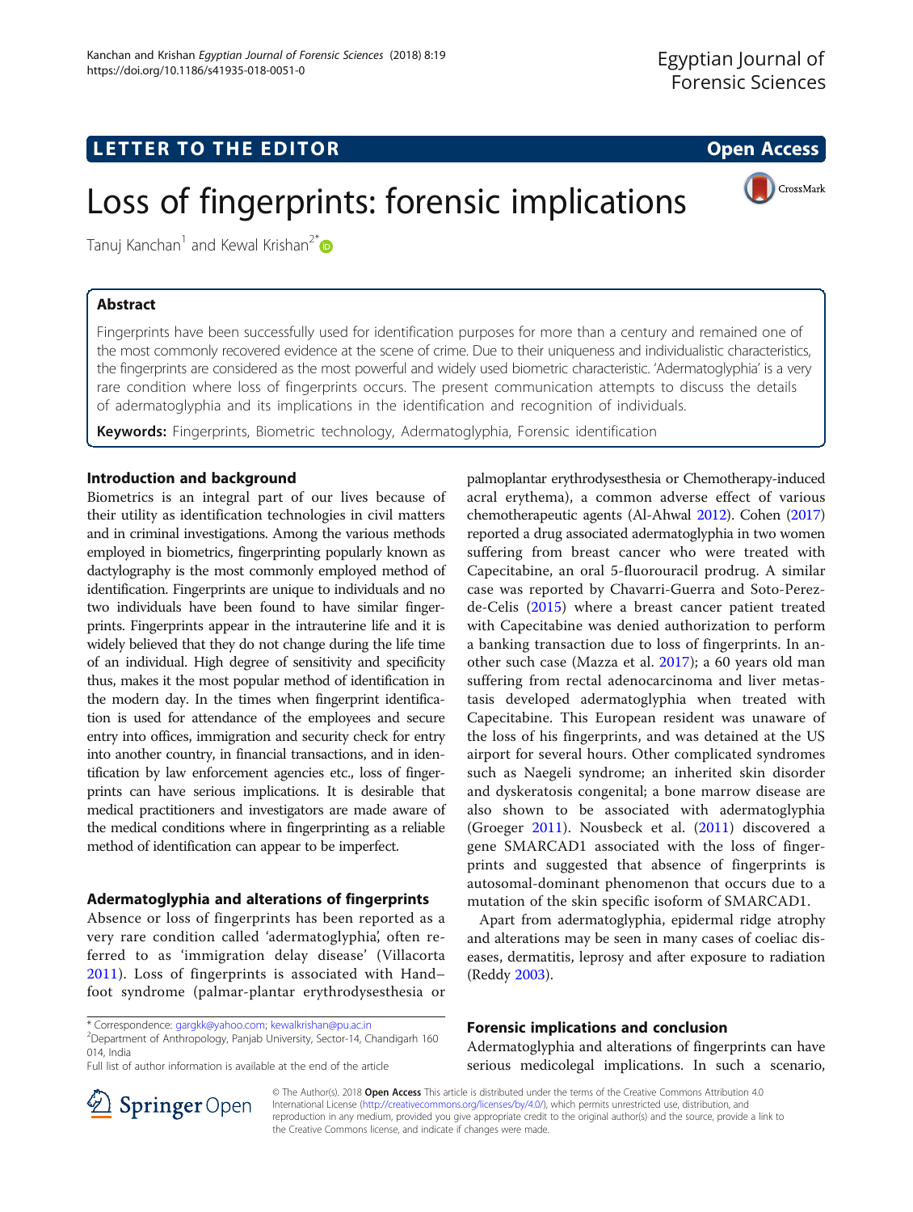Egyptian Journal of Forensic Sciences

**LETTER TO THE EDITOR** **Open Access**

# Loss of fingerprints: forensic implications

Tanuj Kanchan[1] and Kewal Krishan[2*]

## Abstract

Fingerprints have been successfully used for identification purposes for more than a century and remained one of the most commonly recovered evidence at the scene of crime. Due to their uniqueness and individualistic characteristics, the fingerprints are considered as the most powerful and widely used biometric characteristic. 'Adermatoglyphia' is a very rare condition where loss of fingerprints occurs. The present communication attempts to discuss the details of adermatoglyphia and its implications in the identification and recognition of individuals.

**Keywords:** Fingerprints, Biometric technology, Adermatoglyphia, Forensic identification

## Introduction and background

Biometrics is an integral part of our lives because of their utility as identification technologies in civil matters and in criminal investigations. Among the various methods employed in biometrics, fingerprinting popularly known as dactylography is the most commonly employed method of identification. Fingerprints are unique to individuals and no two individuals have been found to have similar fingerprints. Fingerprints appear in the intrauterine life and it is widely believed that they do not change during the life time of an individual. High degree of sensitivity and specificity thus, makes it the most popular method of identification in the modern day. In the times when fingerprint identification is used for attendance of the employees and secure entry into offices, immigration and security check for entry into another country, in financial transactions, and in identification by law enforcement agencies etc., loss of fingerprints can have serious implications. It is desirable that medical practitioners and investigators are made aware of the medical conditions where in fingerprinting as a reliable method of identification can appear to be imperfect.

## Adermatoglyphia and alterations of fingerprints

Absence or loss of fingerprints has been reported as a very rare condition called 'adermatoglyphia', often referred to as 'immigration delay disease' (Villacorta 2011). Loss of fingerprints is associated with Hand–foot syndrome (palmar-plantar erythrodysesthesia or palmoplantar erythrodysesthesia or Chemotherapy-induced acral erythema), a common adverse effect of various chemotherapeutic agents (Al-Ahwal 2012). Cohen (2017) reported a drug associated adermatoglyphia in two women suffering from breast cancer who were treated with Capecitabine, an oral 5-fluorouracil prodrug. A similar case was reported by Chavarri-Guerra and Soto-Perez-de-Celis (2015) where a breast cancer patient treated with Capecitabine was denied authorization to perform a banking transaction due to loss of fingerprints. In another such case (Mazza et al. 2017); a 60 years old man suffering from rectal adenocarcinoma and liver metastasis developed adermatoglyphia when treated with Capecitabine. This European resident was unaware of the loss of his fingerprints, and was detained at the US airport for several hours. Other complicated syndromes such as Naegeli syndrome; an inherited skin disorder and dyskeratosis congenital; a bone marrow disease are also shown to be associated with adermatoglyphia (Groeger 2011). Nousbeck et al. (2011) discovered a gene SMARCAD1 associated with the loss of fingerprints and suggested that absence of fingerprints is autosomal-dominant phenomenon that occurs due to a mutation of the skin specific isoform of SMARCAD1.

Apart from adermatoglyphia, epidermal ridge atrophy and alterations may be seen in many cases of coeliac diseases, dermatitis, leprosy and after exposure to radiation (Reddy 2003).

## Forensic implications and conclusion

Adermatoglyphia and alterations of fingerprints can have serious medicolegal implications. In such a scenario,

\* Correspondence: gargkk@yahoo.com; kewalkrishan@pu.ac.in
[2]Department of Anthropology, Panjab University, Sector-14, Chandigarh 160 014, India
Full list of author information is available at the end of the article

© The Author(s). 2018 **Open Access** This article is distributed under the terms of the Creative Commons Attribution 4.0 International License (http://creativecommons.org/licenses/by/4.0/), which permits unrestricted use, distribution, and reproduction in any medium, provided you give appropriate credit to the original author(s) and the source, provide a link to the Creative Commons license, and indicate if changes were made.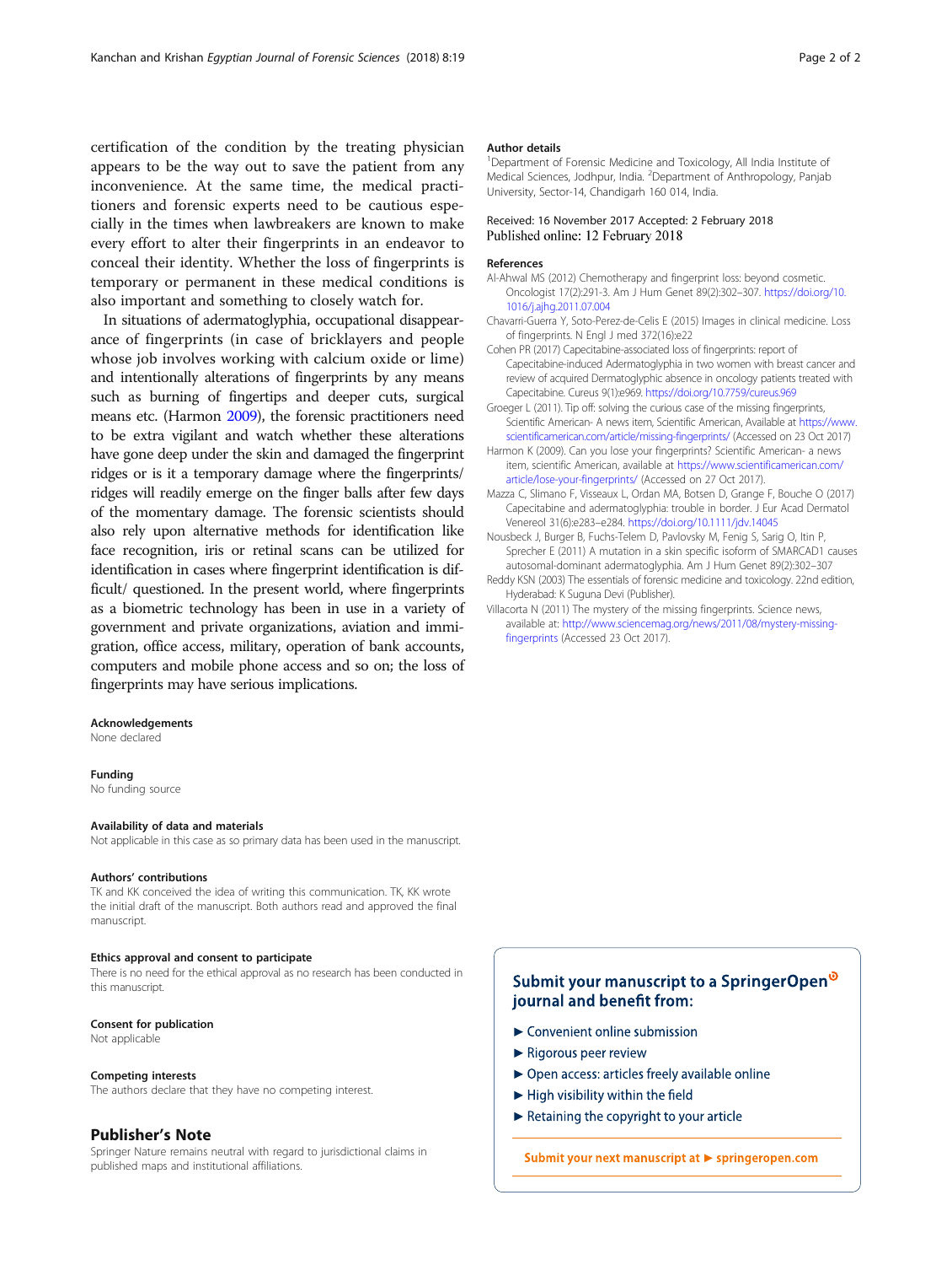certification of the condition by the treating physician appears to be the way out to save the patient from any inconvenience. At the same time, the medical practitioners and forensic experts need to be cautious especially in the times when lawbreakers are known to make every effort to alter their fingerprints in an endeavor to conceal their identity. Whether the loss of fingerprints is temporary or permanent in these medical conditions is also important and something to closely watch for.

In situations of adermatoglyphia, occupational disappearance of fingerprints (in case of bricklayers and people whose job involves working with calcium oxide or lime) and intentionally alterations of fingerprints by any means such as burning of fingertips and deeper cuts, surgical means etc. (Harmon 2009), the forensic practitioners need to be extra vigilant and watch whether these alterations have gone deep under the skin and damaged the fingerprint ridges or is it a temporary damage where the fingerprints/ ridges will readily emerge on the finger balls after few days of the momentary damage. The forensic scientists should also rely upon alternative methods for identification like face recognition, iris or retinal scans can be utilized for identification in cases where fingerprint identification is difficult/ questioned. In the present world, where fingerprints as a biometric technology has been in use in a variety of government and private organizations, aviation and immigration, office access, military, operation of bank accounts, computers and mobile phone access and so on; the loss of fingerprints may have serious implications.

#### Acknowledgements

None declared

#### Funding

No funding source

#### Availability of data and materials

Not applicable in this case as so primary data has been used in the manuscript.

#### Authors' contributions

TK and KK conceived the idea of writing this communication. TK, KK wrote the initial draft of the manuscript. Both authors read and approved the final manuscript.

#### Ethics approval and consent to participate

There is no need for the ethical approval as no research has been conducted in this manuscript.

#### Consent for publication

Not applicable

#### Competing interests

The authors declare that they have no competing interest.

### Publisher's Note

Springer Nature remains neutral with regard to jurisdictional claims in published maps and institutional affiliations.

#### Author details

[1]Department of Forensic Medicine and Toxicology, All India Institute of Medical Sciences, Jodhpur, India. [2]Department of Anthropology, Panjab University, Sector-14, Chandigarh 160 014, India.

Received: 16 November 2017 Accepted: 2 February 2018
Published online: 12 February 2018

#### References

- Al-Ahwal MS (2012) Chemotherapy and fingerprint loss: beyond cosmetic. Oncologist 17(2):291-3. Am J Hum Genet 89(2):302–307. https://doi.org/10.1016/j.ajhg.2011.07.004
- Chavarri-Guerra Y, Soto-Perez-de-Celis E (2015) Images in clinical medicine. Loss of fingerprints. N Engl J med 372(16):e22
- Cohen PR (2017) Capecitabine-associated loss of fingerprints: report of Capecitabine-induced Adermatoglyphia in two women with breast cancer and review of acquired Dermatoglyphic absence in oncology patients treated with Capecitabine. Cureus 9(1):e969. https://doi.org/10.7759/cureus.969
- Groeger L (2011). Tip off: solving the curious case of the missing fingerprints, Scientific American- A news item, Scientific American, Available at https://www.scientificamerican.com/article/missing-fingerprints/ (Accessed on 23 Oct 2017)
- Harmon K (2009). Can you lose your fingerprints? Scientific American- a news item, scientific American, available at https://www.scientificamerican.com/article/lose-your-fingerprints/ (Accessed on 27 Oct 2017).
- Mazza C, Slimano F, Visseaux L, Ordan MA, Botsen D, Grange F, Bouche O (2017) Capecitabine and adermatoglyphia: trouble in border. J Eur Acad Dermatol Venereol 31(6):e283–e284. https://doi.org/10.1111/jdv.14045
- Nousbeck J, Burger B, Fuchs-Telem D, Pavlovsky M, Fenig S, Sarig O, Itin P, Sprecher E (2011) A mutation in a skin specific isoform of SMARCAD1 causes autosomal-dominant adermatoglyphia. Am J Hum Genet 89(2):302–307
- Reddy KSN (2003) The essentials of forensic medicine and toxicology. 22nd edition, Hyderabad: K Suguna Devi (Publisher).
- Villacorta N (2011) The mystery of the missing fingerprints. Science news, available at: http://www.sciencemag.org/news/2011/08/mystery-missing-fingerprints (Accessed 23 Oct 2017).